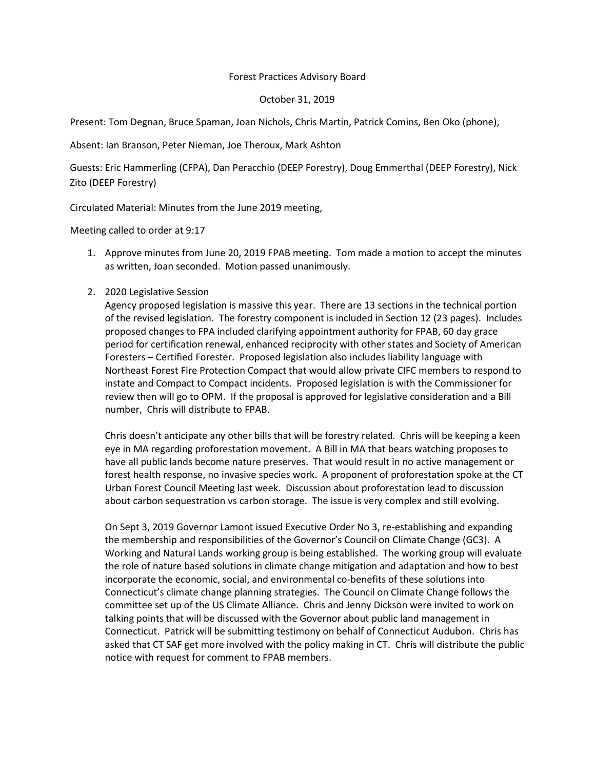Forest Practices Advisory Board

October 31, 2019

Present: Tom Degnan, Bruce Spaman, Joan Nichols, Chris Martin, Patrick Comins, Ben Oko (phone),

Absent: Ian Branson, Peter Nieman, Joe Theroux, Mark Ashton

Guests: Eric Hammerling (CFPA), Dan Peracchio (DEEP Forestry), Doug Emmerthal (DEEP Forestry), Nick Zito (DEEP Forestry)

Circulated Material: Minutes from the June 2019 meeting,

Meeting called to order at 9:17

1. Approve minutes from June 20, 2019 FPAB meeting. Tom made a motion to accept the minutes as written, Joan seconded. Motion passed unanimously.

2. 2020 Legislative Session
   Agency proposed legislation is massive this year. There are 13 sections in the technical portion of the revised legislation. The forestry component is included in Section 12 (23 pages). Includes proposed changes to FPA included clarifying appointment authority for FPAB, 60 day grace period for certification renewal, enhanced reciprocity with other states and Society of American Foresters – Certified Forester. Proposed legislation also includes liability language with Northeast Forest Fire Protection Compact that would allow private CIFC members to respond to instate and Compact to Compact incidents. Proposed legislation is with the Commissioner for review then will go to OPM. If the proposal is approved for legislative consideration and a Bill number, Chris will distribute to FPAB.

   Chris doesn't anticipate any other bills that will be forestry related. Chris will be keeping a keen eye in MA regarding proforestation movement. A Bill in MA that bears watching proposes to have all public lands become nature preserves. That would result in no active management or forest health response, no invasive species work. A proponent of proforestation spoke at the CT Urban Forest Council Meeting last week. Discussion about proforestation lead to discussion about carbon sequestration vs carbon storage. The issue is very complex and still evolving.

   On Sept 3, 2019 Governor Lamont issued Executive Order No 3, re-establishing and expanding the membership and responsibilities of the Governor's Council on Climate Change (GC3). A Working and Natural Lands working group is being established. The working group will evaluate the role of nature based solutions in climate change mitigation and adaptation and how to best incorporate the economic, social, and environmental co-benefits of these solutions into Connecticut's climate change planning strategies. The Council on Climate Change follows the committee set up of the US Climate Alliance. Chris and Jenny Dickson were invited to work on talking points that will be discussed with the Governor about public land management in Connecticut. Patrick will be submitting testimony on behalf of Connecticut Audubon. Chris has asked that CT SAF get more involved with the policy making in CT. Chris will distribute the public notice with request for comment to FPAB members.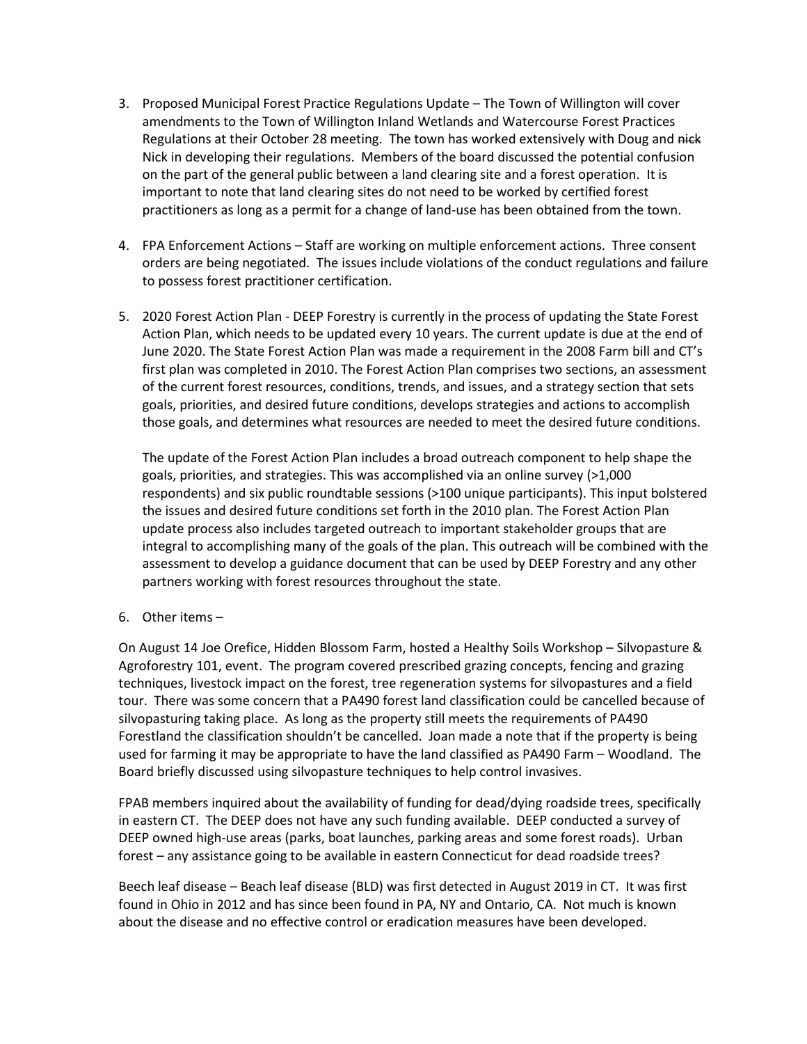3. Proposed Municipal Forest Practice Regulations Update – The Town of Willington will cover amendments to the Town of Willington Inland Wetlands and Watercourse Forest Practices Regulations at their October 28 meeting. The town has worked extensively with Doug and ~~nick~~ Nick in developing their regulations. Members of the board discussed the potential confusion on the part of the general public between a land clearing site and a forest operation. It is important to note that land clearing sites do not need to be worked by certified forest practitioners as long as a permit for a change of land-use has been obtained from the town.

4. FPA Enforcement Actions – Staff are working on multiple enforcement actions. Three consent orders are being negotiated. The issues include violations of the conduct regulations and failure to possess forest practitioner certification.

5. 2020 Forest Action Plan - DEEP Forestry is currently in the process of updating the State Forest Action Plan, which needs to be updated every 10 years. The current update is due at the end of June 2020. The State Forest Action Plan was made a requirement in the 2008 Farm bill and CT's first plan was completed in 2010. The Forest Action Plan comprises two sections, an assessment of the current forest resources, conditions, trends, and issues, and a strategy section that sets goals, priorities, and desired future conditions, develops strategies and actions to accomplish those goals, and determines what resources are needed to meet the desired future conditions.

   The update of the Forest Action Plan includes a broad outreach component to help shape the goals, priorities, and strategies. This was accomplished via an online survey (>1,000 respondents) and six public roundtable sessions (>100 unique participants). This input bolstered the issues and desired future conditions set forth in the 2010 plan. The Forest Action Plan update process also includes targeted outreach to important stakeholder groups that are integral to accomplishing many of the goals of the plan. This outreach will be combined with the assessment to develop a guidance document that can be used by DEEP Forestry and any other partners working with forest resources throughout the state.

6. Other items –

On August 14 Joe Orefice, Hidden Blossom Farm, hosted a Healthy Soils Workshop – Silvopasture & Agroforestry 101, event. The program covered prescribed grazing concepts, fencing and grazing techniques, livestock impact on the forest, tree regeneration systems for silvopastures and a field tour. There was some concern that a PA490 forest land classification could be cancelled because of silvopasturing taking place. As long as the property still meets the requirements of PA490 Forestland the classification shouldn't be cancelled. Joan made a note that if the property is being used for farming it may be appropriate to have the land classified as PA490 Farm – Woodland. The Board briefly discussed using silvopasture techniques to help control invasives.

FPAB members inquired about the availability of funding for dead/dying roadside trees, specifically in eastern CT. The DEEP does not have any such funding available. DEEP conducted a survey of DEEP owned high-use areas (parks, boat launches, parking areas and some forest roads). Urban forest – any assistance going to be available in eastern Connecticut for dead roadside trees?

Beech leaf disease – Beach leaf disease (BLD) was first detected in August 2019 in CT. It was first found in Ohio in 2012 and has since been found in PA, NY and Ontario, CA. Not much is known about the disease and no effective control or eradication measures have been developed.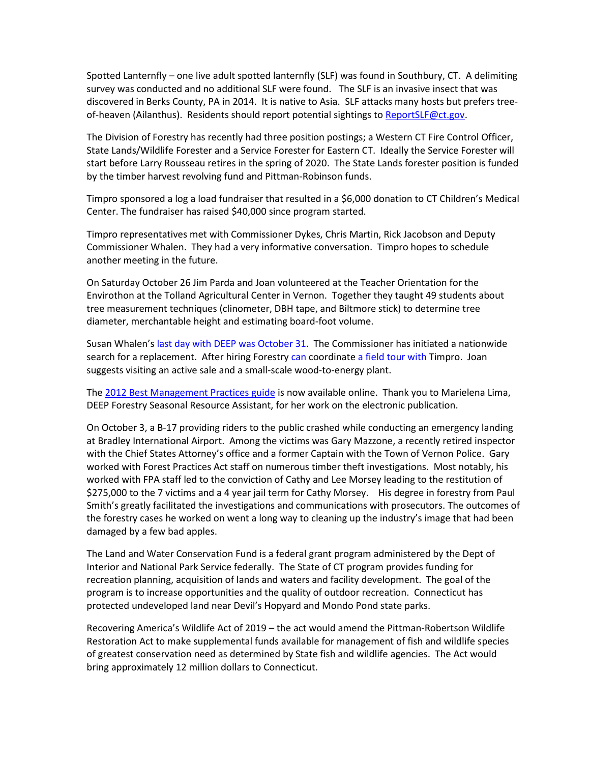Spotted Lanternfly – one live adult spotted lanternfly (SLF) was found in Southbury, CT. A delimiting survey was conducted and no additional SLF were found. The SLF is an invasive insect that was discovered in Berks County, PA in 2014. It is native to Asia. SLF attacks many hosts but prefers tree-of-heaven (Ailanthus). Residents should report potential sightings to ReportSLF@ct.gov.

The Division of Forestry has recently had three position postings; a Western CT Fire Control Officer, State Lands/Wildlife Forester and a Service Forester for Eastern CT. Ideally the Service Forester will start before Larry Rousseau retires in the spring of 2020. The State Lands forester position is funded by the timber harvest revolving fund and Pittman-Robinson funds.

Timpro sponsored a log a load fundraiser that resulted in a $6,000 donation to CT Children's Medical Center. The fundraiser has raised $40,000 since program started.

Timpro representatives met with Commissioner Dykes, Chris Martin, Rick Jacobson and Deputy Commissioner Whalen. They had a very informative conversation. Timpro hopes to schedule another meeting in the future.

On Saturday October 26 Jim Parda and Joan volunteered at the Teacher Orientation for the Envirothon at the Tolland Agricultural Center in Vernon. Together they taught 49 students about tree measurement techniques (clinometer, DBH tape, and Biltmore stick) to determine tree diameter, merchantable height and estimating board-foot volume.

Susan Whalen's last day with DEEP was October 31. The Commissioner has initiated a nationwide search for a replacement. After hiring Forestry can coordinate a field tour with Timpro. Joan suggests visiting an active sale and a small-scale wood-to-energy plant.

The 2012 Best Management Practices guide is now available online. Thank you to Marielena Lima, DEEP Forestry Seasonal Resource Assistant, for her work on the electronic publication.

On October 3, a B-17 providing riders to the public crashed while conducting an emergency landing at Bradley International Airport. Among the victims was Gary Mazzone, a recently retired inspector with the Chief States Attorney's office and a former Captain with the Town of Vernon Police. Gary worked with Forest Practices Act staff on numerous timber theft investigations. Most notably, his worked with FPA staff led to the conviction of Cathy and Lee Morsey leading to the restitution of $275,000 to the 7 victims and a 4 year jail term for Cathy Morsey. His degree in forestry from Paul Smith's greatly facilitated the investigations and communications with prosecutors. The outcomes of the forestry cases he worked on went a long way to cleaning up the industry's image that had been damaged by a few bad apples.

The Land and Water Conservation Fund is a federal grant program administered by the Dept of Interior and National Park Service federally. The State of CT program provides funding for recreation planning, acquisition of lands and waters and facility development. The goal of the program is to increase opportunities and the quality of outdoor recreation. Connecticut has protected undeveloped land near Devil's Hopyard and Mondo Pond state parks.

Recovering America's Wildlife Act of 2019 – the act would amend the Pittman-Robertson Wildlife Restoration Act to make supplemental funds available for management of fish and wildlife species of greatest conservation need as determined by State fish and wildlife agencies. The Act would bring approximately 12 million dollars to Connecticut.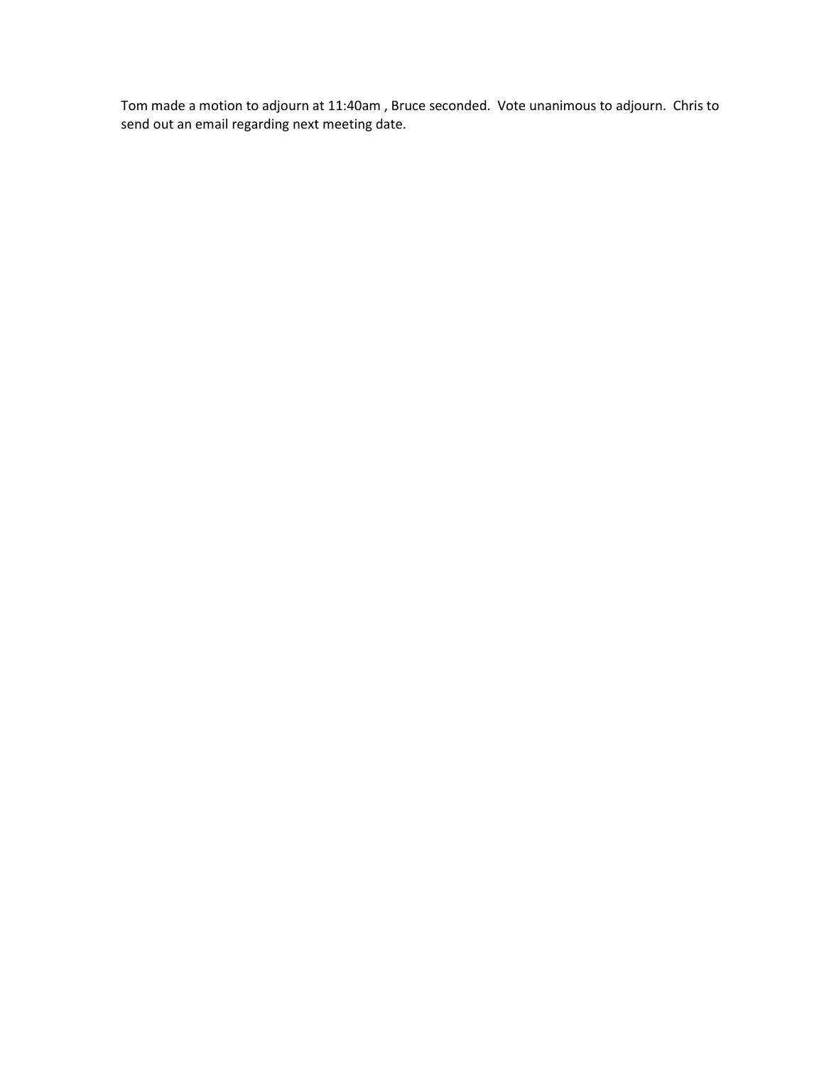Tom made a motion to adjourn at 11:40am , Bruce seconded. Vote unanimous to adjourn. Chris to send out an email regarding next meeting date.